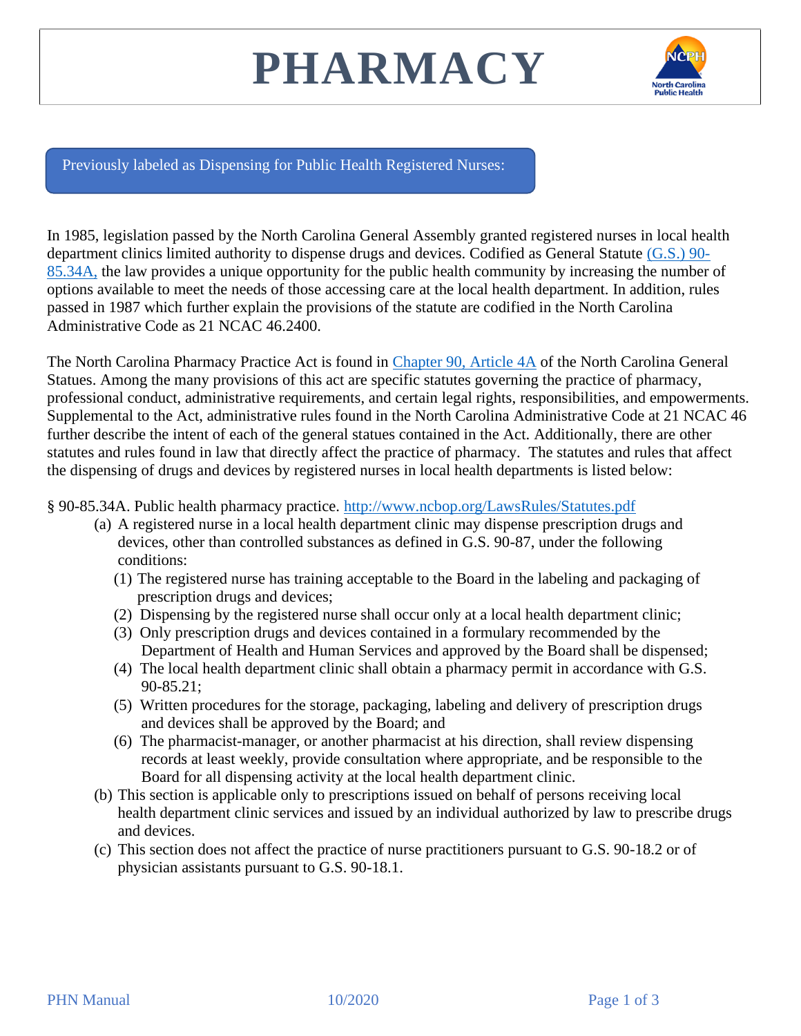# PHARMACY

Previously labeled as Dispensing for Public Health Registered Nurses:

In 1985, legislation passed by the North Carolina General Assembly granted registered nurses in local health department clinics limited authority to dispense drugs and devices. Codified as General Statute [(G.S.) 90-85.34A,](#) the law provides a unique opportunity for the public health community by increasing the number of options available to meet the needs of those accessing care at the local health department. In addition, rules passed in 1987 which further explain the provisions of the statute are codified in the North Carolina Administrative Code as 21 NCAC 46.2400.

The North Carolina Pharmacy Practice Act is found in [Chapter 90, Article 4A](#) of the North Carolina General Statues. Among the many provisions of this act are specific statutes governing the practice of pharmacy, professional conduct, administrative requirements, and certain legal rights, responsibilities, and empowerments. Supplemental to the Act, administrative rules found in the North Carolina Administrative Code at 21 NCAC 46 further describe the intent of each of the general statues contained in the Act. Additionally, there are other statutes and rules found in law that directly affect the practice of pharmacy. The statutes and rules that affect the dispensing of drugs and devices by registered nurses in local health departments is listed below:

§ 90-85.34A. Public health pharmacy practice. http://www.ncbop.org/LawsRules/Statutes.pdf

(a) A registered nurse in a local health department clinic may dispense prescription drugs and devices, other than controlled substances as defined in G.S. 90-87, under the following conditions:
   (1) The registered nurse has training acceptable to the Board in the labeling and packaging of prescription drugs and devices;
   (2) Dispensing by the registered nurse shall occur only at a local health department clinic;
   (3) Only prescription drugs and devices contained in a formulary recommended by the Department of Health and Human Services and approved by the Board shall be dispensed;
   (4) The local health department clinic shall obtain a pharmacy permit in accordance with G.S. 90-85.21;
   (5) Written procedures for the storage, packaging, labeling and delivery of prescription drugs and devices shall be approved by the Board; and
   (6) The pharmacist-manager, or another pharmacist at his direction, shall review dispensing records at least weekly, provide consultation where appropriate, and be responsible to the Board for all dispensing activity at the local health department clinic.

(b) This section is applicable only to prescriptions issued on behalf of persons receiving local health department clinic services and issued by an individual authorized by law to prescribe drugs and devices.

(c) This section does not affect the practice of nurse practitioners pursuant to G.S. 90-18.2 or of physician assistants pursuant to G.S. 90-18.1.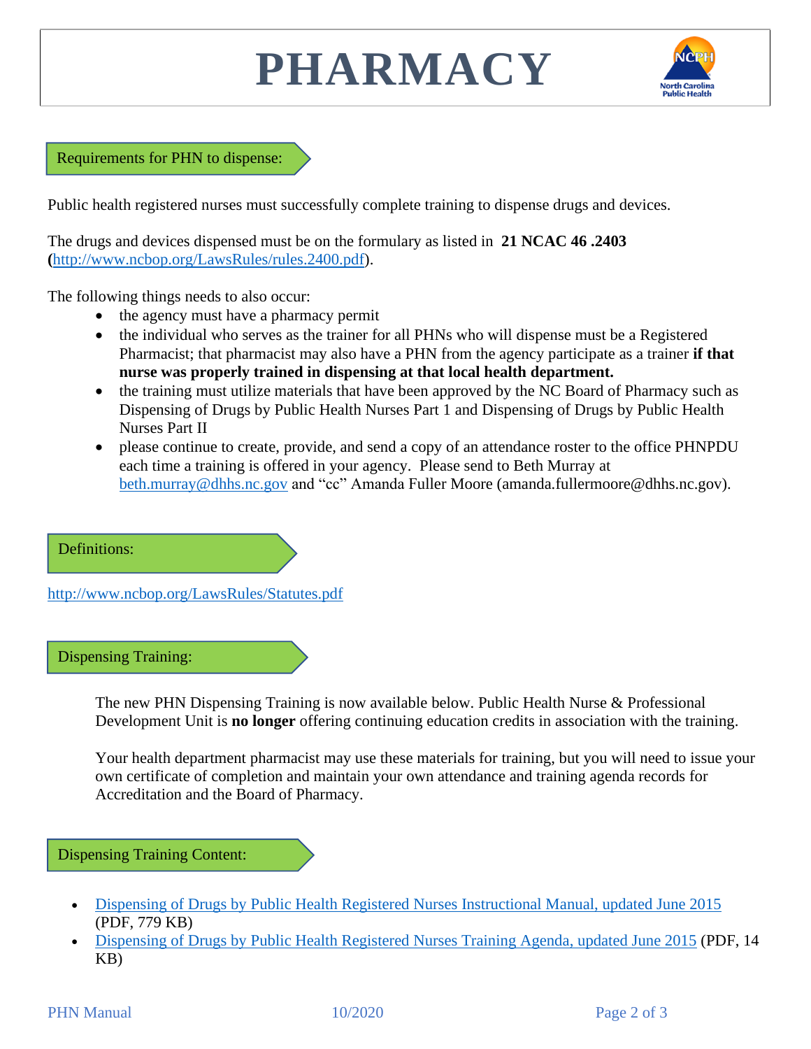# PHARMACY

## Requirements for PHN to dispense:

Public health registered nurses must successfully complete training to dispense drugs and devices.

The drugs and devices dispensed must be on the formulary as listed in **21 NCAC 46 .2403** **(**[http://www.ncbop.org/LawsRules/rules.2400.pdf](http://www.ncbop.org/LawsRules/rules.2400.pdf)).

The following things needs to also occur:

- the agency must have a pharmacy permit
- the individual who serves as the trainer for all PHNs who will dispense must be a Registered Pharmacist; that pharmacist may also have a PHN from the agency participate as a trainer **if that nurse was properly trained in dispensing at that local health department.**
- the training must utilize materials that have been approved by the NC Board of Pharmacy such as Dispensing of Drugs by Public Health Nurses Part 1 and Dispensing of Drugs by Public Health Nurses Part II
- please continue to create, provide, and send a copy of an attendance roster to the office PHNPDU each time a training is offered in your agency. Please send to Beth Murray at [beth.murray@dhhs.nc.gov](mailto:beth.murray@dhhs.nc.gov) and "cc" Amanda Fuller Moore (amanda.fullermoore@dhhs.nc.gov).

## Definitions:

[http://www.ncbop.org/LawsRules/Statutes.pdf](http://www.ncbop.org/LawsRules/Statutes.pdf)

## Dispensing Training:

The new PHN Dispensing Training is now available below. Public Health Nurse & Professional Development Unit is **no longer** offering continuing education credits in association with the training.

Your health department pharmacist may use these materials for training, but you will need to issue your own certificate of completion and maintain your own attendance and training agenda records for Accreditation and the Board of Pharmacy.

## Dispensing Training Content:

- Dispensing of Drugs by Public Health Registered Nurses Instructional Manual, updated June 2015 (PDF, 779 KB)
- Dispensing of Drugs by Public Health Registered Nurses Training Agenda, updated June 2015 (PDF, 14 KB)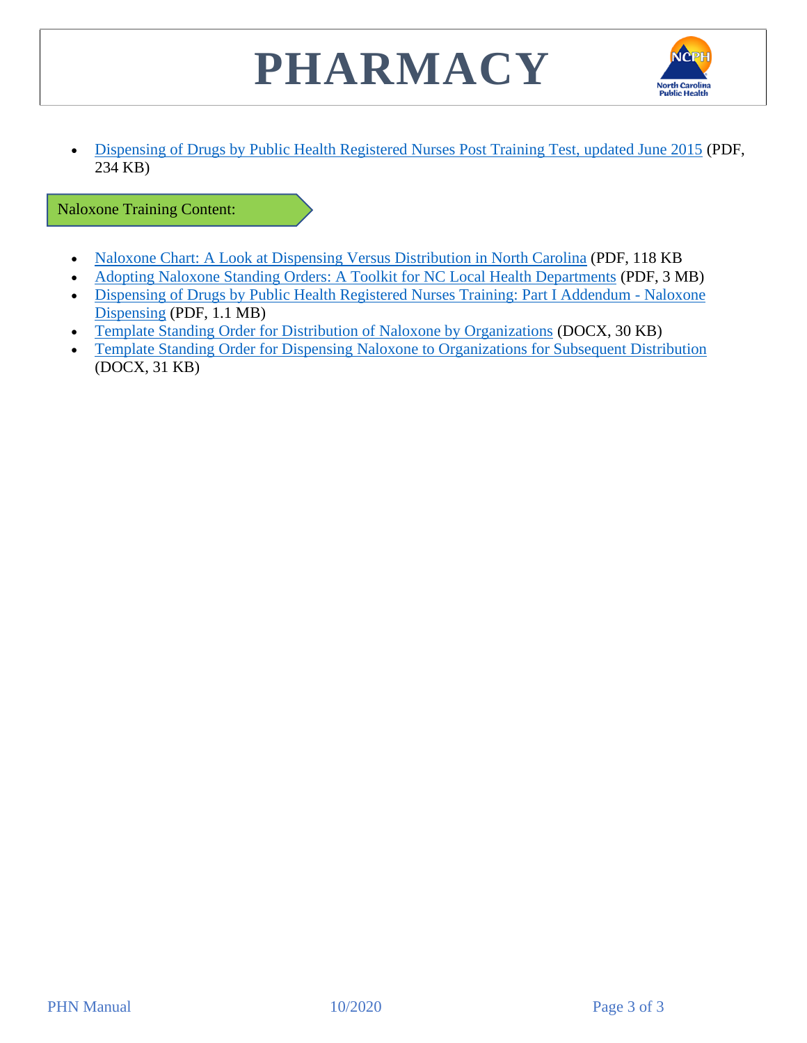# PHARMACY

- Dispensing of Drugs by Public Health Registered Nurses Post Training Test, updated June 2015 (PDF, 234 KB)

**Naloxone Training Content:**

- Naloxone Chart: A Look at Dispensing Versus Distribution in North Carolina (PDF, 118 KB
- Adopting Naloxone Standing Orders: A Toolkit for NC Local Health Departments (PDF, 3 MB)
- Dispensing of Drugs by Public Health Registered Nurses Training: Part I Addendum - Naloxone Dispensing (PDF, 1.1 MB)
- Template Standing Order for Distribution of Naloxone by Organizations (DOCX, 30 KB)
- Template Standing Order for Dispensing Naloxone to Organizations for Subsequent Distribution (DOCX, 31 KB)